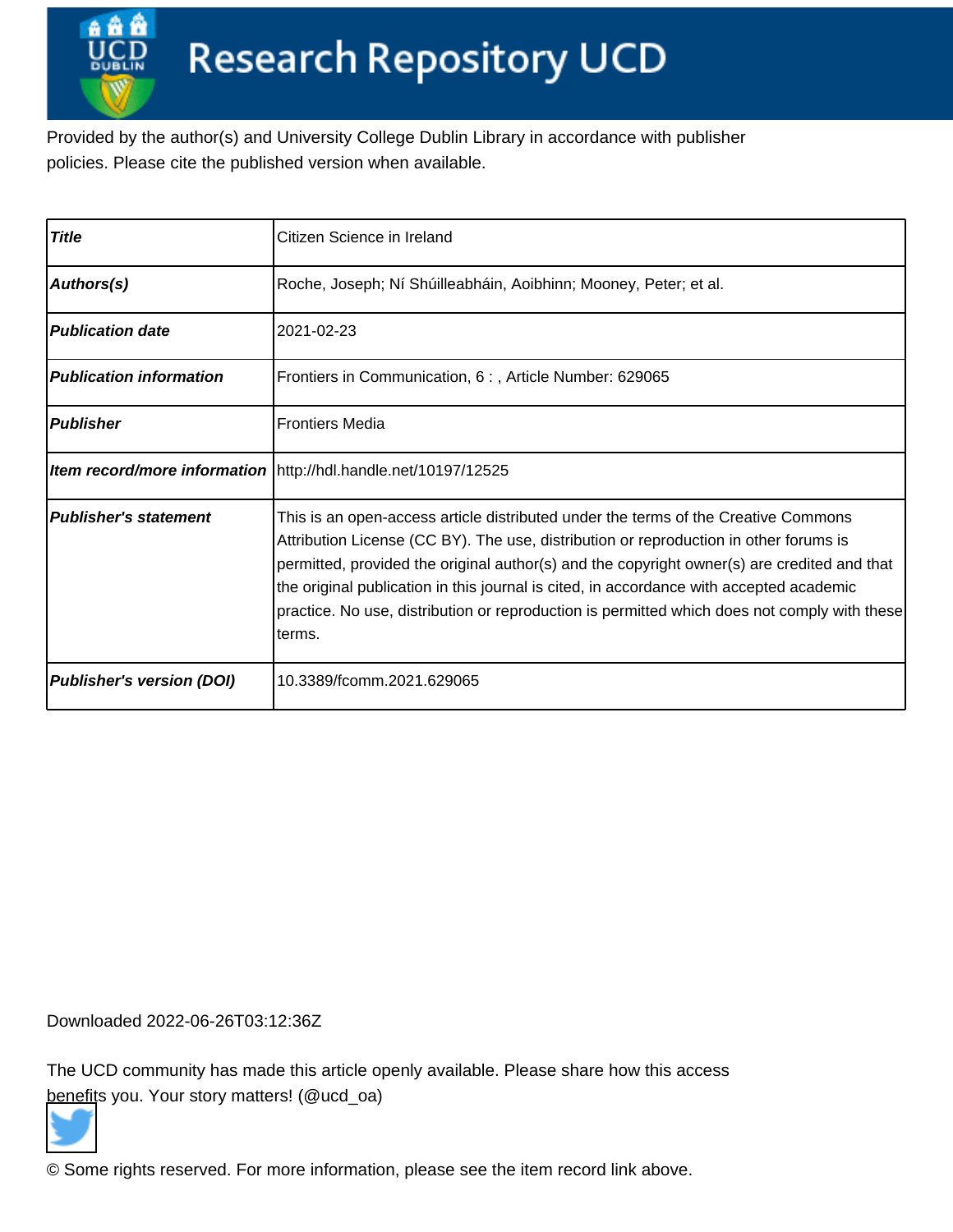# Research Repository UCD

Provided by the author(s) and University College Dublin Library in accordance with publisher policies. Please cite the published version when available.

| | |
|---|---|
| **Title** | Citizen Science in Ireland |
| **Authors(s)** | Roche, Joseph; Ní Shúilleabháin, Aoibhinn; Mooney, Peter; et al. |
| **Publication date** | 2021-02-23 |
| **Publication information** | Frontiers in Communication, 6 : , Article Number: 629065 |
| **Publisher** | Frontiers Media |
| **Item record/more information** | http://hdl.handle.net/10197/12525 |
| **Publisher's statement** | This is an open-access article distributed under the terms of the Creative Commons Attribution License (CC BY). The use, distribution or reproduction in other forums is permitted, provided the original author(s) and the copyright owner(s) are credited and that the original publication in this journal is cited, in accordance with accepted academic practice. No use, distribution or reproduction is permitted which does not comply with these terms. |
| **Publisher's version (DOI)** | 10.3389/fcomm.2021.629065 |

Downloaded 2022-06-26T03:12:36Z

The UCD community has made this article openly available. Please share how this access benefits you. Your story matters! (@ucd_oa)

© Some rights reserved. For more information, please see the item record link above.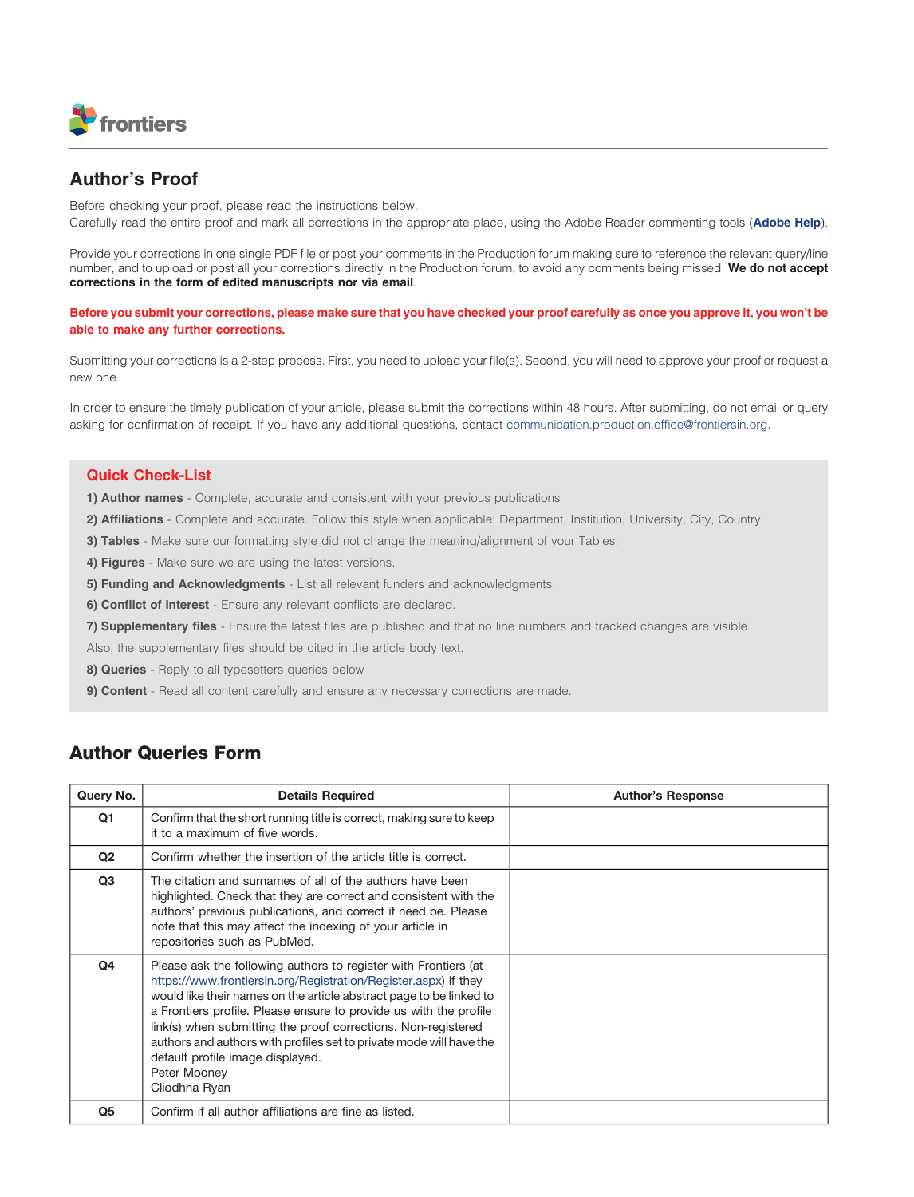frontiers

## Author's Proof

Before checking your proof, please read the instructions below.
Carefully read the entire proof and mark all corrections in the appropriate place, using the Adobe Reader commenting tools (**Adobe Help**).

Provide your corrections in one single PDF file or post your comments in the Production forum making sure to reference the relevant query/line number, and to upload or post all your corrections directly in the Production forum, to avoid any comments being missed. **We do not accept corrections in the form of edited manuscripts nor via email**.

**Before you submit your corrections, please make sure that you have checked your proof carefully as once you approve it, you won't be able to make any further corrections.**

Submitting your corrections is a 2-step process. First, you need to upload your file(s). Second, you will need to approve your proof or request a new one.

In order to ensure the timely publication of your article, please submit the corrections within 48 hours. After submitting, do not email or query asking for confirmation of receipt. If you have any additional questions, contact communication.production.office@frontiersin.org.

### Quick Check-List

**1) Author names** - Complete, accurate and consistent with your previous publications

**2) Affiliations** - Complete and accurate. Follow this style when applicable: Department, Institution, University, City, Country

**3) Tables** - Make sure our formatting style did not change the meaning/alignment of your Tables.

**4) Figures** - Make sure we are using the latest versions.

**5) Funding and Acknowledgments** - List all relevant funders and acknowledgments.

**6) Conflict of Interest** - Ensure any relevant conflicts are declared.

**7) Supplementary files** - Ensure the latest files are published and that no line numbers and tracked changes are visible. Also, the supplementary files should be cited in the article body text.

**8) Queries** - Reply to all typesetters queries below

**9) Content** - Read all content carefully and ensure any necessary corrections are made.

## Author Queries Form

| Query No. | Details Required | Author's Response |
|---|---|---|
| Q1 | Confirm that the short running title is correct, making sure to keep it to a maximum of five words. | |
| Q2 | Confirm whether the insertion of the article title is correct. | |
| Q3 | The citation and surnames of all of the authors have been highlighted. Check that they are correct and consistent with the authors' previous publications, and correct if need be. Please note that this may affect the indexing of your article in repositories such as PubMed. | |
| Q4 | Please ask the following authors to register with Frontiers (at https://www.frontiersin.org/Registration/Register.aspx) if they would like their names on the article abstract page to be linked to a Frontiers profile. Please ensure to provide us with the profile link(s) when submitting the proof corrections. Non-registered authors and authors with profiles set to private mode will have the default profile image displayed.<br>Peter Mooney<br>Cliodhna Ryan | |
| Q5 | Confirm if all author affiliations are fine as listed. | |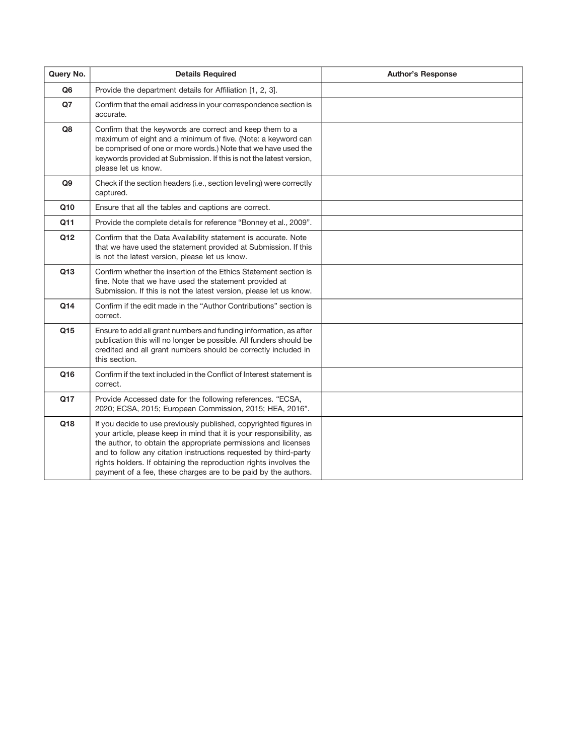| Query No. | Details Required | Author's Response |
|---|---|---|
| **Q6** | Provide the department details for Affiliation [1, 2, 3]. | |
| **Q7** | Confirm that the email address in your correspondence section is accurate. | |
| **Q8** | Confirm that the keywords are correct and keep them to a maximum of eight and a minimum of five. (Note: a keyword can be comprised of one or more words.) Note that we have used the keywords provided at Submission. If this is not the latest version, please let us know. | |
| **Q9** | Check if the section headers (i.e., section leveling) were correctly captured. | |
| **Q10** | Ensure that all the tables and captions are correct. | |
| **Q11** | Provide the complete details for reference "Bonney et al., 2009". | |
| **Q12** | Confirm that the Data Availability statement is accurate. Note that we have used the statement provided at Submission. If this is not the latest version, please let us know. | |
| **Q13** | Confirm whether the insertion of the Ethics Statement section is fine. Note that we have used the statement provided at Submission. If this is not the latest version, please let us know. | |
| **Q14** | Confirm if the edit made in the "Author Contributions" section is correct. | |
| **Q15** | Ensure to add all grant numbers and funding information, as after publication this will no longer be possible. All funders should be credited and all grant numbers should be correctly included in this section. | |
| **Q16** | Confirm if the text included in the Conflict of Interest statement is correct. | |
| **Q17** | Provide Accessed date for the following references. "ECSA, 2020; ECSA, 2015; European Commission, 2015; HEA, 2016". | |
| **Q18** | If you decide to use previously published, copyrighted figures in your article, please keep in mind that it is your responsibility, as the author, to obtain the appropriate permissions and licenses and to follow any citation instructions requested by third-party rights holders. If obtaining the reproduction rights involves the payment of a fee, these charges are to be paid by the authors. | |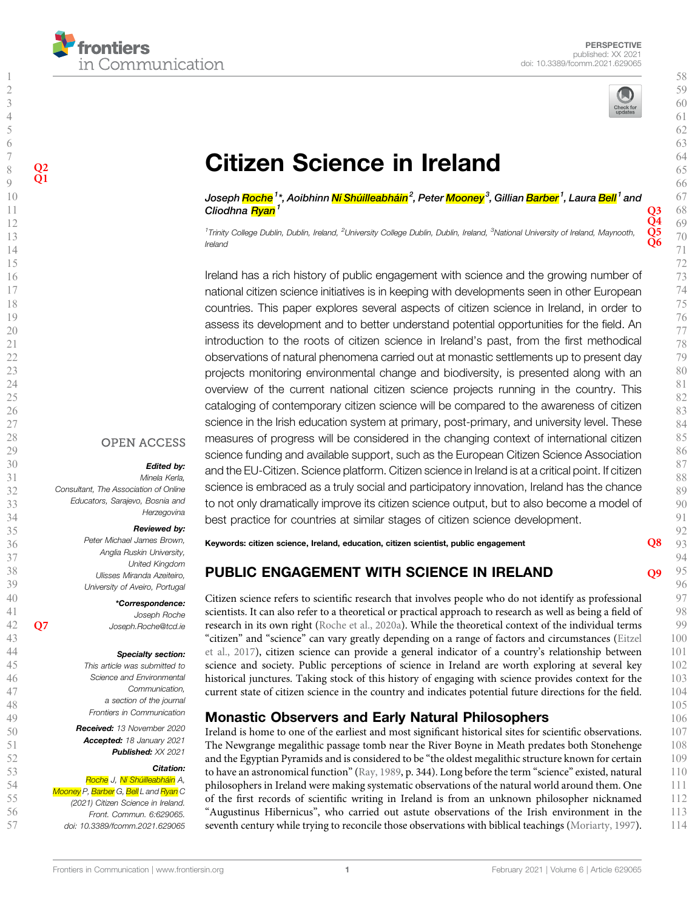# Citizen Science in Ireland

Joseph Roche[1]*, Aoibhinn Ní Shúilleabháin[2], Peter Mooney[3], Gillian Barber[1], Laura Bell[1] and Cliodhna Ryan[1]

[1]Trinity College Dublin, Dublin, Ireland, [2]University College Dublin, Dublin, Ireland, [3]National University of Ireland, Maynooth, Ireland

Ireland has a rich history of public engagement with science and the growing number of national citizen science initiatives is in keeping with developments seen in other European countries. This paper explores several aspects of citizen science in Ireland, in order to assess its development and to better understand potential opportunities for the field. An introduction to the roots of citizen science in Ireland's past, from the first methodical observations of natural phenomena carried out at monastic settlements up to present day projects monitoring environmental change and biodiversity, is presented along with an overview of the current national citizen science projects running in the country. This cataloging of contemporary citizen science will be compared to the awareness of citizen science in the Irish education system at primary, post-primary, and university level. These measures of progress will be considered in the changing context of international citizen science funding and available support, such as the European Citizen Science Association and the EU-Citizen. Science platform. Citizen science in Ireland is at a critical point. If citizen science is embraced as a truly social and participatory innovation, Ireland has the chance to not only dramatically improve its citizen science output, but to also become a model of best practice for countries at similar stages of citizen science development.

**Keywords: citizen science, Ireland, education, citizen scientist, public engagement**

OPEN ACCESS

*Edited by:*
Minela Kerla,
Consultant, The Association of Online Educators, Sarajevo, Bosnia and Herzegovina

*Reviewed by:*
Peter Michael James Brown,
Anglia Ruskin University,
United Kingdom
Ulisses Miranda Azeiteiro,
University of Aveiro, Portugal

***Correspondence:***
Joseph Roche
Joseph.Roche@tcd.ie

*Specialty section:*
This article was submitted to Science and Environmental Communication, a section of the journal Frontiers in Communication

**Received:** 13 November 2020
**Accepted:** 18 January 2021
**Published:** XX 2021

*Citation:*
Roche J, Ní Shúilleabháin A, Mooney P, Barber G, Bell L and Ryan C (2021) Citizen Science in Ireland. Front. Commun. 6:629065. doi: 10.3389/fcomm.2021.629065

## PUBLIC ENGAGEMENT WITH SCIENCE IN IRELAND

Citizen science refers to scientific research that involves people who do not identify as professional scientists. It can also refer to a theoretical or practical approach to research as well as being a field of research in its own right (Roche et al., 2020a). While the theoretical context of the individual terms "citizen" and "science" can vary greatly depending on a range of factors and circumstances (Eitzel et al., 2017), citizen science can provide a general indicator of a country's relationship between science and society. Public perceptions of science in Ireland are worth exploring at several key historical junctures. Taking stock of this history of engaging with science provides context for the current state of citizen science in the country and indicates potential future directions for the field.

### Monastic Observers and Early Natural Philosophers

Ireland is home to one of the earliest and most significant historical sites for scientific observations. The Newgrange megalithic passage tomb near the River Boyne in Meath predates both Stonehenge and the Egyptian Pyramids and is considered to be "the oldest megalithic structure known for certain to have an astronomical function" (Ray, 1989, p. 344). Long before the term "science" existed, natural philosophers in Ireland were making systematic observations of the natural world around them. One of the first records of scientific writing in Ireland is from an unknown philosopher nicknamed "Augustinus Hibernicus", who carried out astute observations of the Irish environment in the seventh century while trying to reconcile those observations with biblical teachings (Moriarty, 1997).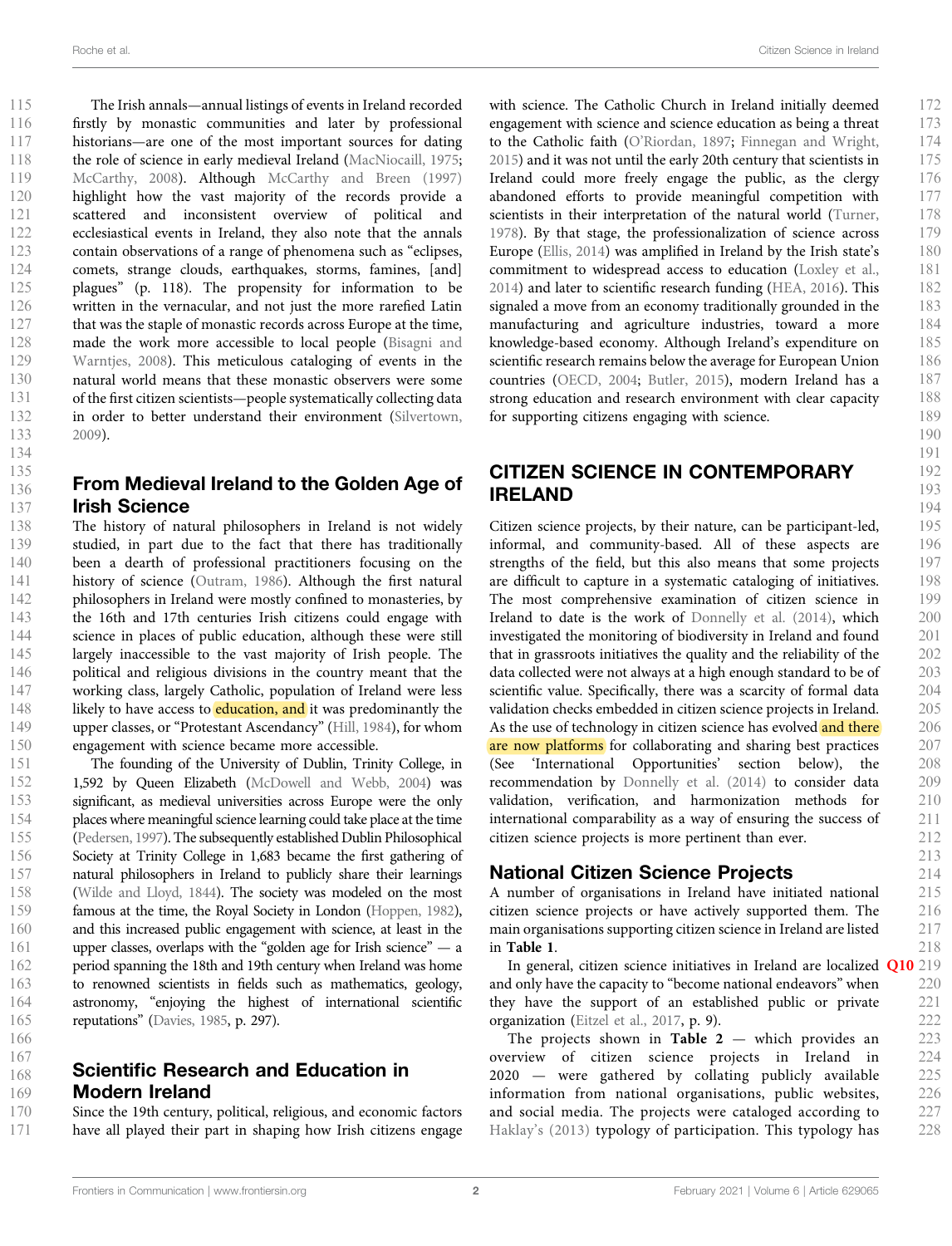The Irish annals—annual listings of events in Ireland recorded firstly by monastic communities and later by professional historians—are one of the most important sources for dating the role of science in early medieval Ireland (MacNiocaill, 1975; McCarthy, 2008). Although McCarthy and Breen (1997) highlight how the vast majority of the records provide a scattered and inconsistent overview of political and ecclesiastical events in Ireland, they also note that the annals contain observations of a range of phenomena such as "eclipses, comets, strange clouds, earthquakes, storms, famines, [and] plagues" (p. 118). The propensity for information to be written in the vernacular, and not just the more rarefied Latin that was the staple of monastic records across Europe at the time, made the work more accessible to local people (Bisagni and Warntjes, 2008). This meticulous cataloging of events in the natural world means that these monastic observers were some of the first citizen scientists—people systematically collecting data in order to better understand their environment (Silvertown, 2009).

## From Medieval Ireland to the Golden Age of Irish Science

The history of natural philosophers in Ireland is not widely studied, in part due to the fact that there has traditionally been a dearth of professional practitioners focusing on the history of science (Outram, 1986). Although the first natural philosophers in Ireland were mostly confined to monasteries, by the 16th and 17th centuries Irish citizens could engage with science in places of public education, although these were still largely inaccessible to the vast majority of Irish people. The political and religious divisions in the country meant that the working class, largely Catholic, population of Ireland were less likely to have access to education, and it was predominantly the upper classes, or "Protestant Ascendancy" (Hill, 1984), for whom engagement with science became more accessible.

The founding of the University of Dublin, Trinity College, in 1,592 by Queen Elizabeth (McDowell and Webb, 2004) was significant, as medieval universities across Europe were the only places where meaningful science learning could take place at the time (Pedersen, 1997). The subsequently established Dublin Philosophical Society at Trinity College in 1,683 became the first gathering of natural philosophers in Ireland to publicly share their learnings (Wilde and Lloyd, 1844). The society was modeled on the most famous at the time, the Royal Society in London (Hoppen, 1982), and this increased public engagement with science, at least in the upper classes, overlaps with the "golden age for Irish science" — a period spanning the 18th and 19th century when Ireland was home to renowned scientists in fields such as mathematics, geology, astronomy, "enjoying the highest of international scientific reputations" (Davies, 1985, p. 297).

## Scientific Research and Education in Modern Ireland

Since the 19th century, political, religious, and economic factors have all played their part in shaping how Irish citizens engage with science. The Catholic Church in Ireland initially deemed engagement with science and science education as being a threat to the Catholic faith (O'Riordan, 1897; Finnegan and Wright, 2015) and it was not until the early 20th century that scientists in Ireland could more freely engage the public, as the clergy abandoned efforts to provide meaningful competition with scientists in their interpretation of the natural world (Turner, 1978). By that stage, the professionalization of science across Europe (Ellis, 2014) was amplified in Ireland by the Irish state's commitment to widespread access to education (Loxley et al., 2014) and later to scientific research funding (HEA, 2016). This signaled a move from an economy traditionally grounded in the manufacturing and agriculture industries, toward a more knowledge-based economy. Although Ireland's expenditure on scientific research remains below the average for European Union countries (OECD, 2004; Butler, 2015), modern Ireland has a strong education and research environment with clear capacity for supporting citizens engaging with science.

# CITIZEN SCIENCE IN CONTEMPORARY IRELAND

Citizen science projects, by their nature, can be participant-led, informal, and community-based. All of these aspects are strengths of the field, but this also means that some projects are difficult to capture in a systematic cataloging of initiatives. The most comprehensive examination of citizen science in Ireland to date is the work of Donnelly et al. (2014), which investigated the monitoring of biodiversity in Ireland and found that in grassroots initiatives the quality and the reliability of the data collected were not always at a high enough standard to be of scientific value. Specifically, there was a scarcity of formal data validation checks embedded in citizen science projects in Ireland. As the use of technology in citizen science has evolved and there are now platforms for collaborating and sharing best practices (See 'International Opportunities' section below), the recommendation by Donnelly et al. (2014) to consider data validation, verification, and harmonization methods for international comparability as a way of ensuring the success of citizen science projects is more pertinent than ever.

## National Citizen Science Projects

A number of organisations in Ireland have initiated national citizen science projects or have actively supported them. The main organisations supporting citizen science in Ireland are listed in **Table 1**.

In general, citizen science initiatives in Ireland are localized and only have the capacity to "become national endeavors" when they have the support of an established public or private organization (Eitzel et al., 2017, p. 9).

The projects shown in **Table 2** — which provides an overview of citizen science projects in Ireland in 2020 — were gathered by collating publicly available information from national organisations, public websites, and social media. The projects were cataloged according to Haklay's (2013) typology of participation. This typology has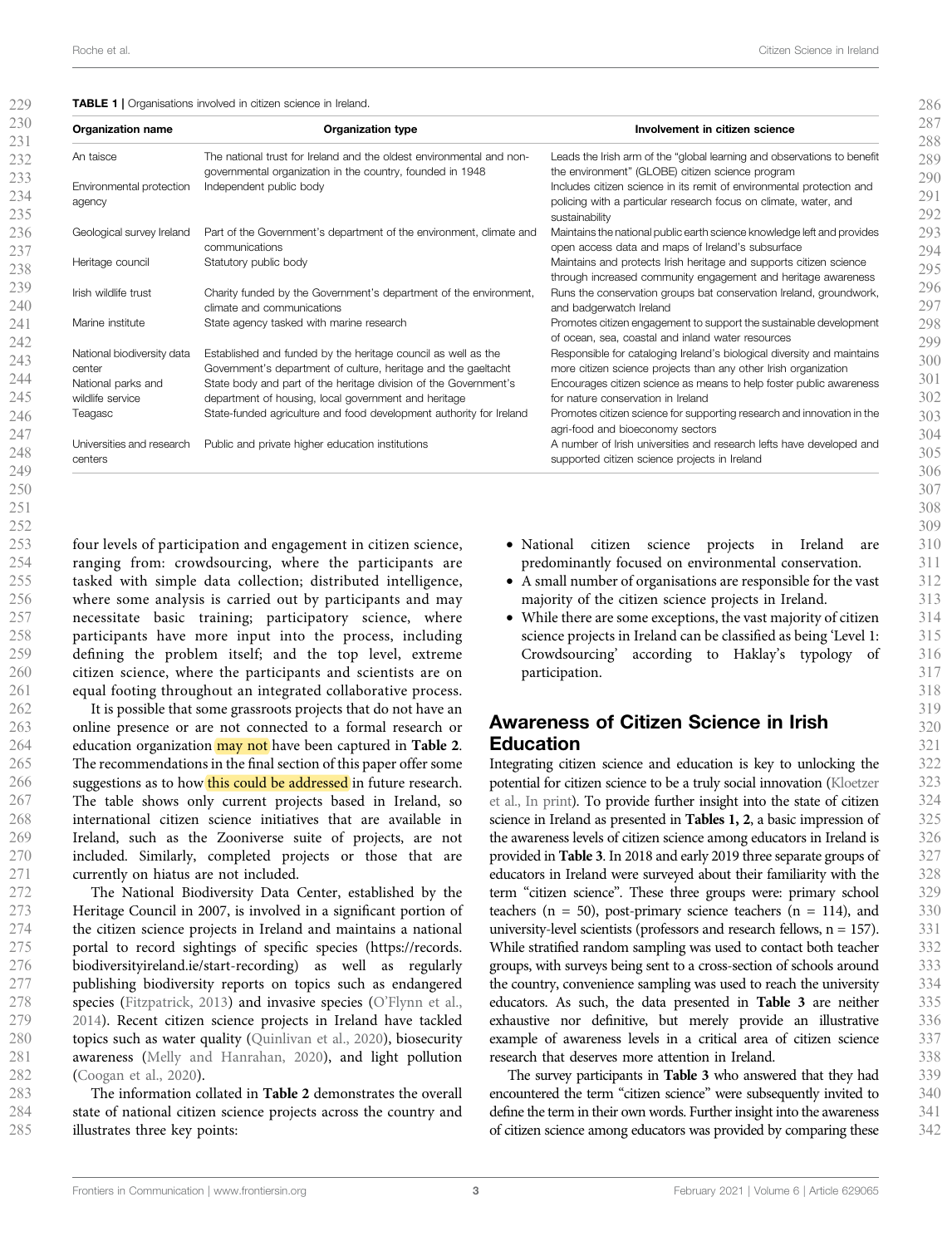**TABLE 1** | Organisations involved in citizen science in Ireland.

| Organization name | Organization type | Involvement in citizen science |
|---|---|---|
| An taisce | The national trust for Ireland and the oldest environmental and non-governmental organization in the country, founded in 1948 | Leads the Irish arm of the "global learning and observations to benefit the environment" (GLOBE) citizen science program |
| Environmental protection agency | Independent public body | Includes citizen science in its remit of environmental protection and policing with a particular research focus on climate, water, and sustainability |
| Geological survey Ireland | Part of the Government's department of the environment, climate and communications | Maintains the national public earth science knowledge left and provides open access data and maps of Ireland's subsurface |
| Heritage council | Statutory public body | Maintains and protects Irish heritage and supports citizen science through increased community engagement and heritage awareness |
| Irish wildlife trust | Charity funded by the Government's department of the environment, climate and communications | Runs the conservation groups bat conservation Ireland, groundwork, and badgerwatch Ireland |
| Marine institute | State agency tasked with marine research | Promotes citizen engagement to support the sustainable development of ocean, sea, coastal and inland water resources |
| National biodiversity data center | Established and funded by the heritage council as well as the Government's department of culture, heritage and the gaeltacht | Responsible for cataloging Ireland's biological diversity and maintains more citizen science projects than any other Irish organization |
| National parks and wildlife service | State body and part of the heritage division of the Government's department of housing, local government and heritage | Encourages citizen science as means to help foster public awareness for nature conservation in Ireland |
| Teagasc | State-funded agriculture and food development authority for Ireland | Promotes citizen science for supporting research and innovation in the agri-food and bioeconomy sectors |
| Universities and research centers | Public and private higher education institutions | A number of Irish universities and research lefts have developed and supported citizen science projects in Ireland |

four levels of participation and engagement in citizen science, ranging from: crowdsourcing, where the participants are tasked with simple data collection; distributed intelligence, where some analysis is carried out by participants and may necessitate basic training; participatory science, where participants have more input into the process, including defining the problem itself; and the top level, extreme citizen science, where the participants and scientists are on equal footing throughout an integrated collaborative process.

It is possible that some grassroots projects that do not have an online presence or are not connected to a formal research or education organization may not have been captured in **Table 2**. The recommendations in the final section of this paper offer some suggestions as to how this could be addressed in future research. The table shows only current projects based in Ireland, so international citizen science initiatives that are available in Ireland, such as the Zooniverse suite of projects, are not included. Similarly, completed projects or those that are currently on hiatus are not included.

The National Biodiversity Data Center, established by the Heritage Council in 2007, is involved in a significant portion of the citizen science projects in Ireland and maintains a national portal to record sightings of specific species (https://records.biodiversityireland.ie/start-recording) as well as regularly publishing biodiversity reports on topics such as endangered species (Fitzpatrick, 2013) and invasive species (O'Flynn et al., 2014). Recent citizen science projects in Ireland have tackled topics such as water quality (Quinlivan et al., 2020), biosecurity awareness (Melly and Hanrahan, 2020), and light pollution (Coogan et al., 2020).

The information collated in **Table 2** demonstrates the overall state of national citizen science projects across the country and illustrates three key points:

- National citizen science projects in Ireland are predominantly focused on environmental conservation.
- A small number of organisations are responsible for the vast majority of the citizen science projects in Ireland.
- While there are some exceptions, the vast majority of citizen science projects in Ireland can be classified as being 'Level 1: Crowdsourcing' according to Haklay's typology of participation.

## Awareness of Citizen Science in Irish Education

Integrating citizen science and education is key to unlocking the potential for citizen science to be a truly social innovation (Kloetzer et al., In print). To provide further insight into the state of citizen science in Ireland as presented in **Tables 1, 2**, a basic impression of the awareness levels of citizen science among educators in Ireland is provided in **Table 3**. In 2018 and early 2019 three separate groups of educators in Ireland were surveyed about their familiarity with the term "citizen science". These three groups were: primary school teachers (n = 50), post-primary science teachers (n = 114), and university-level scientists (professors and research fellows, n = 157). While stratified random sampling was used to contact both teacher groups, with surveys being sent to a cross-section of schools around the country, convenience sampling was used to reach the university educators. As such, the data presented in **Table 3** are neither exhaustive nor definitive, but merely provide an illustrative example of awareness levels in a critical area of citizen science research that deserves more attention in Ireland.

The survey participants in **Table 3** who answered that they had encountered the term "citizen science" were subsequently invited to define the term in their own words. Further insight into the awareness of citizen science among educators was provided by comparing these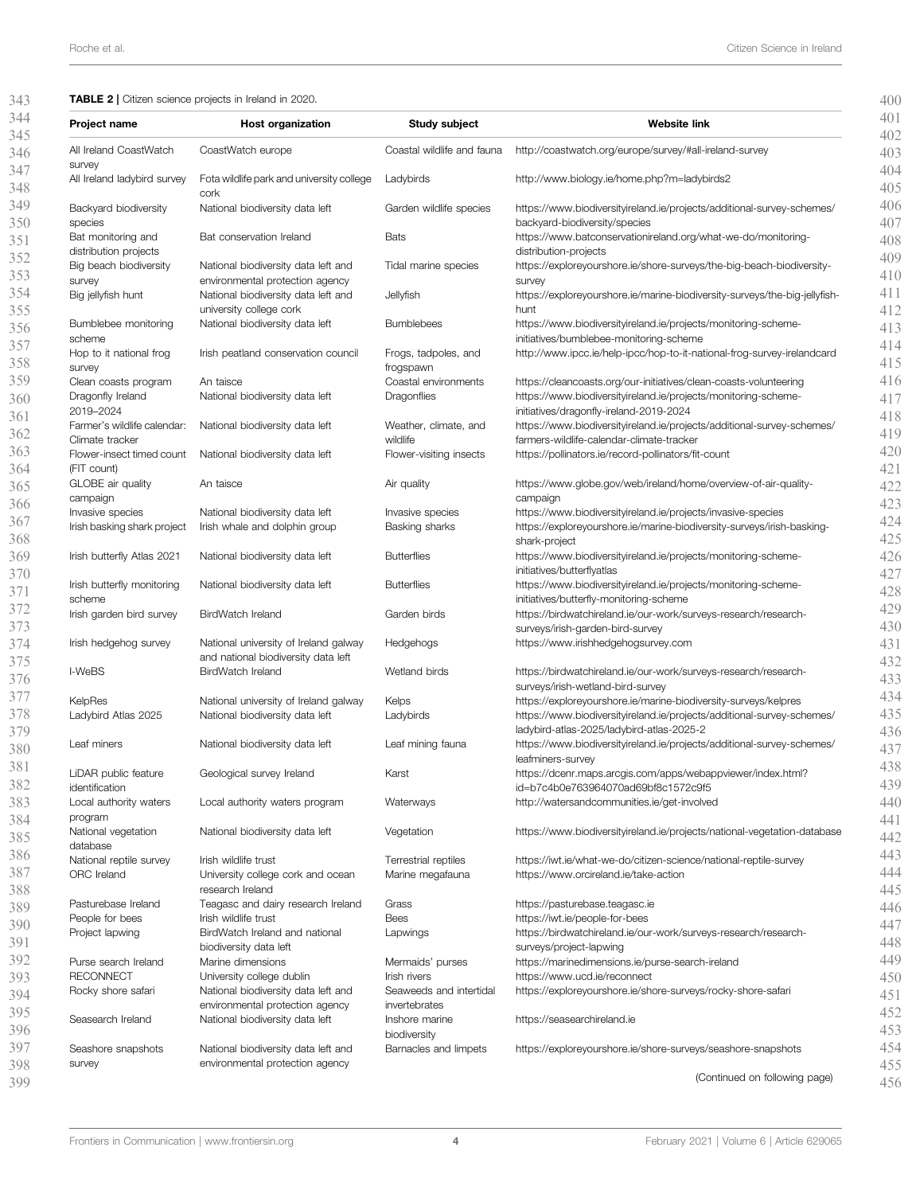**TABLE 2 |** Citizen science projects in Ireland in 2020.

| Project name | Host organization | Study subject | Website link |
|---|---|---|---|
| All Ireland CoastWatch survey | CoastWatch europe | Coastal wildlife and fauna | http://coastwatch.org/europe/survey/#all-ireland-survey |
| All Ireland ladybird survey | Fota wildlife park and university college cork | Ladybirds | http://www.biology.ie/home.php?m=ladybirds2 |
| Backyard biodiversity species | National biodiversity data left | Garden wildlife species | https://www.biodiversityireland.ie/projects/additional-survey-schemes/backyard-biodiversity/species |
| Bat monitoring and distribution projects | Bat conservation Ireland | Bats | https://www.batconservationireland.org/what-we-do/monitoring-distribution-projects |
| Big beach biodiversity survey | National biodiversity data left and environmental protection agency | Tidal marine species | https://exploreyourshore.ie/shore-surveys/the-big-beach-biodiversity-survey |
| Big jellyfish hunt | National biodiversity data left and university college cork | Jellyfish | https://exploreyourshore.ie/marine-biodiversity-surveys/the-big-jellyfish-hunt |
| Bumblebee monitoring scheme | National biodiversity data left | Bumblebees | https://www.biodiversityireland.ie/projects/monitoring-scheme-initiatives/bumblebee-monitoring-scheme |
| Hop to it national frog survey | Irish peatland conservation council | Frogs, tadpoles, and frogspawn | http://www.ipcc.ie/help-ipcc/hop-to-it-national-frog-survey-irelandcard |
| Clean coasts program | An taisce | Coastal environments | https://cleancoasts.org/our-initiatives/clean-coasts-volunteering |
| Dragonfly Ireland 2019–2024 | National biodiversity data left | Dragonflies | https://www.biodiversityireland.ie/projects/monitoring-scheme-initiatives/dragonfly-ireland-2019-2024 |
| Farmer's wildlife calendar: Climate tracker | National biodiversity data left | Weather, climate, and wildlife | https://www.biodiversityireland.ie/projects/additional-survey-schemes/farmers-wildlife-calendar-climate-tracker |
| Flower-insect timed count (FIT count) | National biodiversity data left | Flower-visiting insects | https://pollinators.ie/record-pollinators/fit-count |
| GLOBE air quality campaign | An taisce | Air quality | https://www.globe.gov/web/ireland/home/overview-of-air-quality-campaign |
| Invasive species | National biodiversity data left | Invasive species | https://www.biodiversityireland.ie/projects/invasive-species |
| Irish basking shark project | Irish whale and dolphin group | Basking sharks | https://exploreyourshore.ie/marine-biodiversity-surveys/irish-basking-shark-project |
| Irish butterfly Atlas 2021 | National biodiversity data left | Butterflies | https://www.biodiversityireland.ie/projects/monitoring-scheme-initiatives/butterflyatlas |
| Irish butterfly monitoring scheme | National biodiversity data left | Butterflies | https://www.biodiversityireland.ie/projects/monitoring-scheme-initiatives/butterfly-monitoring-scheme |
| Irish garden bird survey | BirdWatch Ireland | Garden birds | https://birdwatchireland.ie/our-work/surveys-research/research-surveys/irish-garden-bird-survey |
| Irish hedgehog survey | National university of Ireland galway and national biodiversity data left | Hedgehogs | https://www.irishhedgehogsurvey.com |
| I-WeBS | BirdWatch Ireland | Wetland birds | https://birdwatchireland.ie/our-work/surveys-research/research-surveys/irish-wetland-bird-survey |
| KelpRes | National university of Ireland galway | Kelps | https://exploreyourshore.ie/marine-biodiversity-surveys/kelpres |
| Ladybird Atlas 2025 | National biodiversity data left | Ladybirds | https://www.biodiversityireland.ie/projects/additional-survey-schemes/ladybird-atlas-2025/ladybird-atlas-2025-2 |
| Leaf miners | National biodiversity data left | Leaf mining fauna | https://www.biodiversityireland.ie/projects/additional-survey-schemes/leafminers-survey |
| LiDAR public feature identification | Geological survey Ireland | Karst | https://dcenr.maps.arcgis.com/apps/webappviewer/index.html?id=b7c4b0e763964070ad69bf8c1572c9f5 |
| Local authority waters program | Local authority waters program | Waterways | http://watersandcommunities.ie/get-involved |
| National vegetation database | National biodiversity data left | Vegetation | https://www.biodiversityireland.ie/projects/national-vegetation-database |
| National reptile survey | Irish wildlife trust | Terrestrial reptiles | https://iwt.ie/what-we-do/citizen-science/national-reptile-survey |
| ORC Ireland | University college cork and ocean research Ireland | Marine megafauna | https://www.orcireland.ie/take-action |
| Pasturebase Ireland | Teagasc and dairy research Ireland | Grass | https://pasturebase.teagasc.ie |
| People for bees | Irish wildlife trust | Bees | https://iwt.ie/people-for-bees |
| Project lapwing | BirdWatch Ireland and national biodiversity data left | Lapwings | https://birdwatchireland.ie/our-work/surveys-research/research-surveys/project-lapwing |
| Purse search Ireland | Marine dimensions | Mermaids' purses | https://marinedimensions.ie/purse-search-ireland |
| RECONNECT | University college dublin | Irish rivers | https://www.ucd.ie/reconnect |
| Rocky shore safari | National biodiversity data left and environmental protection agency | Seaweeds and intertidal invertebrates | https://exploreyourshore.ie/shore-surveys/rocky-shore-safari |
| Seasearch Ireland | National biodiversity data left | Inshore marine biodiversity | https://seasearchireland.ie |
| Seashore snapshots survey | National biodiversity data left and environmental protection agency | Barnacles and limpets | https://exploreyourshore.ie/shore-surveys/seashore-snapshots |

(Continued on following page)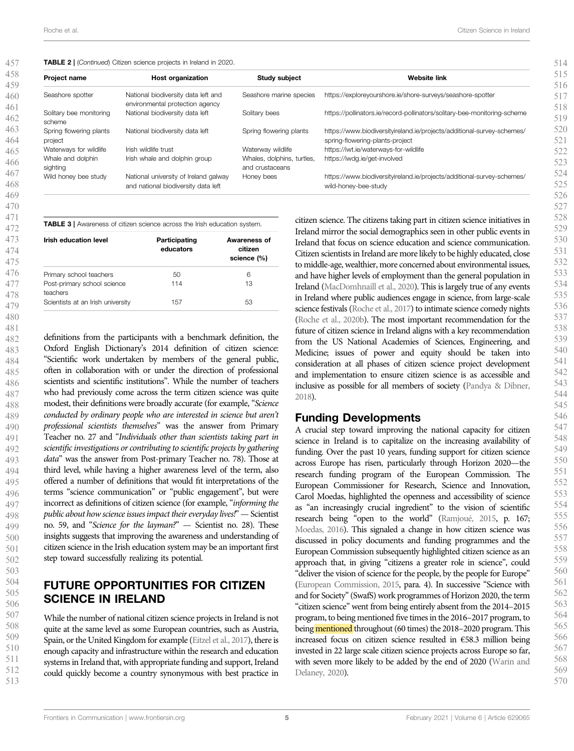**TABLE 2 |** (*Continued*) Citizen science projects in Ireland in 2020.

| Project name | Host organization | Study subject | Website link |
|---|---|---|---|
| Seashore spotter | National biodiversity data left and environmental protection agency | Seashore marine species | https://exploreyourshore.ie/shore-surveys/seashore-spotter |
| Solitary bee monitoring scheme | National biodiversity data left | Solitary bees | https://pollinators.ie/record-pollinators/solitary-bee-monitoring-scheme |
| Spring flowering plants project | National biodiversity data left | Spring flowering plants | https://www.biodiversityireland.ie/projects/additional-survey-schemes/spring-flowering-plants-project |
| Waterways for wildlife | Irish wildlife trust | Waterway wildlife | https://iwt.ie/waterways-for-wildlife |
| Whale and dolphin sighting | Irish whale and dolphin group | Whales, dolphins, turtles, and crustaceans | https://iwdg.ie/get-involved |
| Wild honey bee study | National university of Ireland galway and national biodiversity data left | Honey bees | https://www.biodiversityireland.ie/projects/additional-survey-schemes/wild-honey-bee-study |

**TABLE 3 |** Awareness of citizen science across the Irish education system.

| Irish education level | Participating educators | Awareness of citizen science (%) |
|---|---|---|
| Primary school teachers | 50 | 6 |
| Post-primary school science teachers | 114 | 13 |
| Scientists at an Irish university | 157 | 53 |

definitions from the participants with a benchmark definition, the Oxford English Dictionary's 2014 definition of citizen science: "Scientific work undertaken by members of the general public, often in collaboration with or under the direction of professional scientists and scientific institutions". While the number of teachers who had previously come across the term citizen science was quite modest, their definitions were broadly accurate (for example, "*Science conducted by ordinary people who are interested in science but aren't professional scientists themselves*" was the answer from Primary Teacher no. 27 and "*Individuals other than scientists taking part in scientific investigations or contributing to scientific projects by gathering data*" was the answer from Post-primary Teacher no. 78). Those at third level, while having a higher awareness level of the term, also offered a number of definitions that would fit interpretations of the terms "science communication" or "public engagement", but were incorrect as definitions of citizen science (for example, "*informing the public about how science issues impact their everyday lives!*" — Scientist no. 59, and "*Science for the layman?*" — Scientist no. 28). These insights suggests that improving the awareness and understanding of citizen science in the Irish education system may be an important first step toward successfully realizing its potential.

## FUTURE OPPORTUNITIES FOR CITIZEN SCIENCE IN IRELAND

While the number of national citizen science projects in Ireland is not quite at the same level as some European countries, such as Austria, Spain, or the United Kingdom for example (Eitzel et al., 2017), there is enough capacity and infrastructure within the research and education systems in Ireland that, with appropriate funding and support, Ireland could quickly become a country synonymous with best practice in citizen science. The citizens taking part in citizen science initiatives in Ireland mirror the social demographics seen in other public events in Ireland that focus on science education and science communication. Citizen scientists in Ireland are more likely to be highly educated, close to middle-age, wealthier, more concerned about environmental issues, and have higher levels of employment than the general population in Ireland (MacDomhnaill et al., 2020). This is largely true of any events in Ireland where public audiences engage in science, from large-scale science festivals (Roche et al., 2017) to intimate science comedy nights (Roche et al., 2020b). The most important recommendation for the future of citizen science in Ireland aligns with a key recommendation from the US National Academies of Sciences, Engineering, and Medicine; issues of power and equity should be taken into consideration at all phases of citizen science project development and implementation to ensure citizen science is as accessible and inclusive as possible for all members of society (Pandya & Dibner, 2018).

### Funding Developments

A crucial step toward improving the national capacity for citizen science in Ireland is to capitalize on the increasing availability of funding. Over the past 10 years, funding support for citizen science across Europe has risen, particularly through Horizon 2020—the research funding program of the European Commission. The European Commissioner for Research, Science and Innovation, Carol Moedas, highlighted the openness and accessibility of science as "an increasingly crucial ingredient" to the vision of scientific research being "open to the world" (Ramjoué, 2015, p. 167; Moedas, 2016). This signaled a change in how citizen science was discussed in policy documents and funding programmes and the European Commission subsequently highlighted citizen science as an approach that, in giving "citizens a greater role in science", could "deliver the vision of science for the people, by the people for Europe" (European Commission, 2015, para. 4). In successive "Science with and for Society" (SwafS) work programmes of Horizon 2020, the term "citizen science" went from being entirely absent from the 2014–2015 program, to being mentioned five times in the 2016–2017 program, to being mentioned throughout (60 times) the 2018–2020 program. This increased focus on citizen science resulted in €58.3 million being invested in 22 large scale citizen science projects across Europe so far, with seven more likely to be added by the end of 2020 (Warin and Delaney, 2020).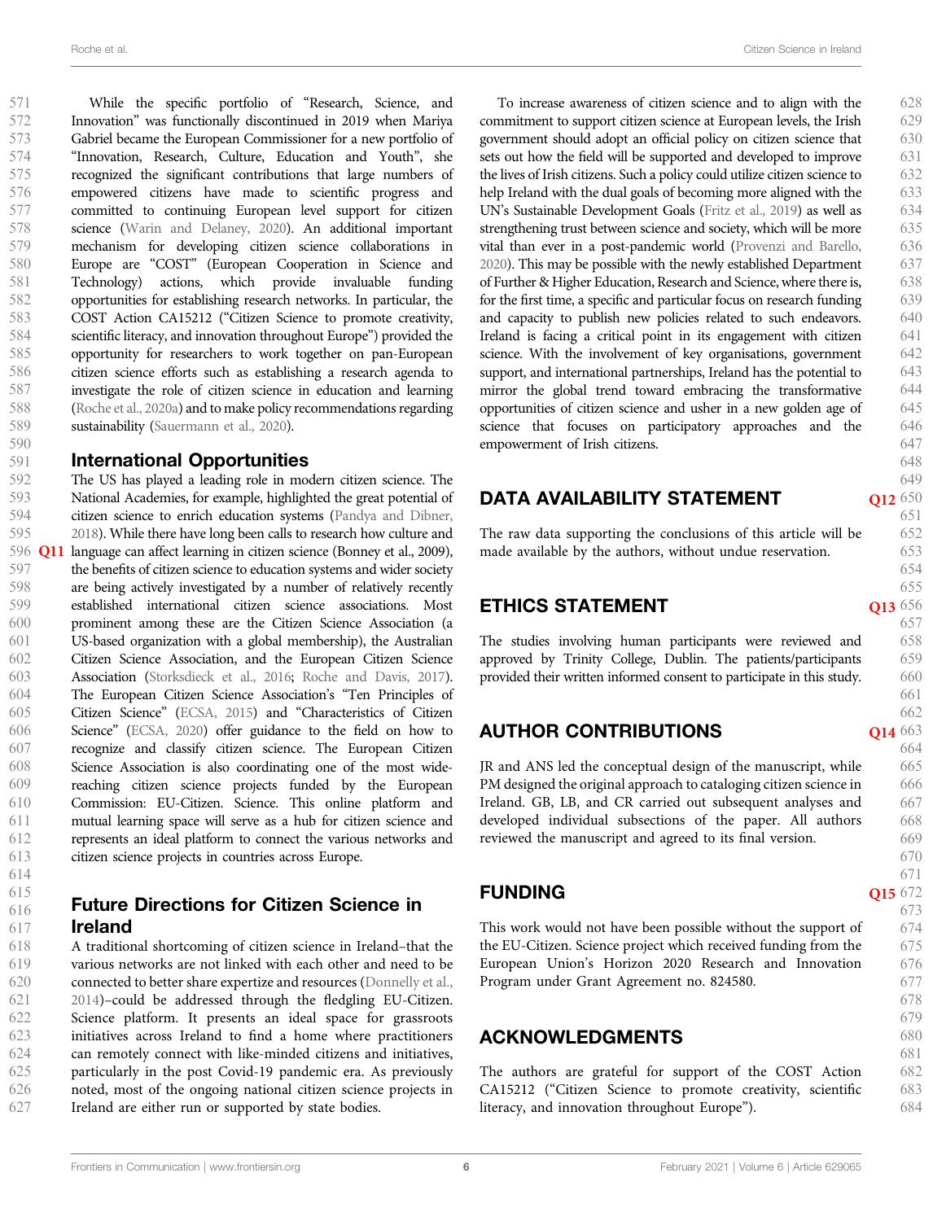While the specific portfolio of "Research, Science, and Innovation" was functionally discontinued in 2019 when Mariya Gabriel became the European Commissioner for a new portfolio of "Innovation, Research, Culture, Education and Youth", she recognized the significant contributions that large numbers of empowered citizens have made to scientific progress and committed to continuing European level support for citizen science (Warin and Delaney, 2020). An additional important mechanism for developing citizen science collaborations in Europe are "COST" (European Cooperation in Science and Technology) actions, which provide invaluable funding opportunities for establishing research networks. In particular, the COST Action CA15212 ("Citizen Science to promote creativity, scientific literacy, and innovation throughout Europe") provided the opportunity for researchers to work together on pan-European citizen science efforts such as establishing a research agenda to investigate the role of citizen science in education and learning (Roche et al., 2020a) and to make policy recommendations regarding sustainability (Sauermann et al., 2020).

### International Opportunities

The US has played a leading role in modern citizen science. The National Academies, for example, highlighted the great potential of citizen science to enrich education systems (Pandya and Dibner, 2018). While there have long been calls to research how culture and language can affect learning in citizen science (Bonney et al., 2009), the benefits of citizen science to education systems and wider society are being actively investigated by a number of relatively recently established international citizen science associations. Most prominent among these are the Citizen Science Association (a US-based organization with a global membership), the Australian Citizen Science Association, and the European Citizen Science Association (Storksdieck et al., 2016; Roche and Davis, 2017). The European Citizen Science Association's "Ten Principles of Citizen Science" (ECSA, 2015) and "Characteristics of Citizen Science" (ECSA, 2020) offer guidance to the field on how to recognize and classify citizen science. The European Citizen Science Association is also coordinating one of the most wide-reaching citizen science projects funded by the European Commission: EU-Citizen. Science. This online platform and mutual learning space will serve as a hub for citizen science and represents an ideal platform to connect the various networks and citizen science projects in countries across Europe.

### Future Directions for Citizen Science in Ireland

A traditional shortcoming of citizen science in Ireland–that the various networks are not linked with each other and need to be connected to better share expertize and resources (Donnelly et al., 2014)–could be addressed through the fledgling EU-Citizen. Science platform. It presents an ideal space for grassroots initiatives across Ireland to find a home where practitioners can remotely connect with like-minded citizens and initiatives, particularly in the post Covid-19 pandemic era. As previously noted, most of the ongoing national citizen science projects in Ireland are either run or supported by state bodies.

To increase awareness of citizen science and to align with the commitment to support citizen science at European levels, the Irish government should adopt an official policy on citizen science that sets out how the field will be supported and developed to improve the lives of Irish citizens. Such a policy could utilize citizen science to help Ireland with the dual goals of becoming more aligned with the UN's Sustainable Development Goals (Fritz et al., 2019) as well as strengthening trust between science and society, which will be more vital than ever in a post-pandemic world (Provenzi and Barello, 2020). This may be possible with the newly established Department of Further & Higher Education, Research and Science, where there is, for the first time, a specific and particular focus on research funding and capacity to publish new policies related to such endeavors. Ireland is facing a critical point in its engagement with citizen science. With the involvement of key organisations, government support, and international partnerships, Ireland has the potential to mirror the global trend toward embracing the transformative opportunities of citizen science and usher in a new golden age of science that focuses on participatory approaches and the empowerment of Irish citizens.

## DATA AVAILABILITY STATEMENT

The raw data supporting the conclusions of this article will be made available by the authors, without undue reservation.

## ETHICS STATEMENT

The studies involving human participants were reviewed and approved by Trinity College, Dublin. The patients/participants provided their written informed consent to participate in this study.

## AUTHOR CONTRIBUTIONS

JR and ANS led the conceptual design of the manuscript, while PM designed the original approach to cataloging citizen science in Ireland. GB, LB, and CR carried out subsequent analyses and developed individual subsections of the paper. All authors reviewed the manuscript and agreed to its final version.

## FUNDING

This work would not have been possible without the support of the the EU-Citizen. Science project which received funding from the European Union's Horizon 2020 Research and Innovation Program under Grant Agreement no. 824580.

## ACKNOWLEDGMENTS

The authors are grateful for support of the COST Action CA15212 ("Citizen Science to promote creativity, scientific literacy, and innovation throughout Europe").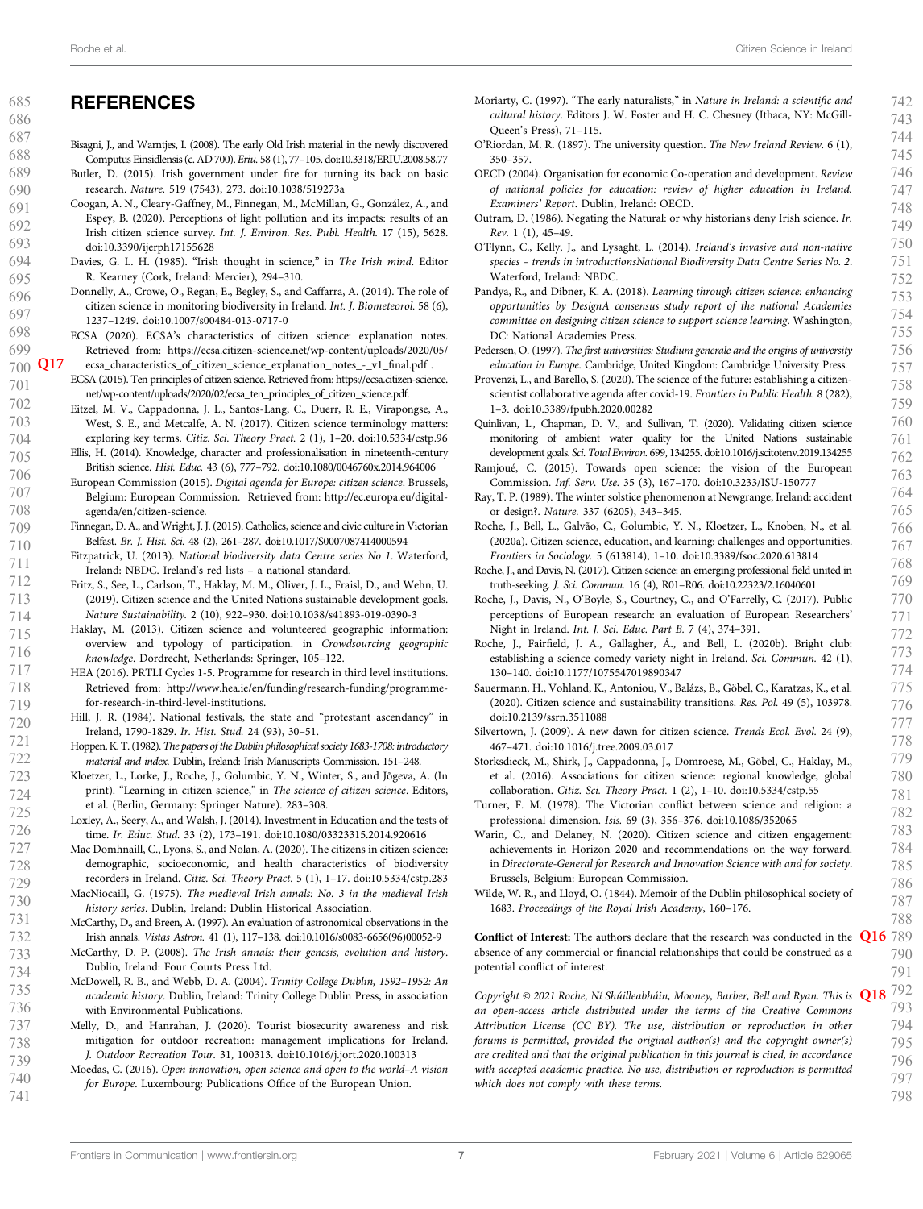## REFERENCES

Bisagni, J., and Warntjes, I. (2008). The early Old Irish material in the newly discovered Computus Einsidlensis (c. AD 700). *Eriu.* 58 (1), 77–105. doi:10.3318/ERIU.2008.58.77

Butler, D. (2015). Irish government under fire for turning its back on basic research. *Nature.* 519 (7543), 273. doi:10.1038/519273a

Coogan, A. N., Cleary-Gaffney, M., Finnegan, M., McMillan, G., González, A., and Espey, B. (2020). Perceptions of light pollution and its impacts: results of an Irish citizen science survey. *Int. J. Environ. Res. Publ. Health.* 17 (15), 5628. doi:10.3390/ijerph17155628

Davies, G. L. H. (1985). "Irish thought in science," in *The Irish mind*. Editor R. Kearney (Cork, Ireland: Mercier), 294–310.

Donnelly, A., Crowe, O., Regan, E., Begley, S., and Caffarra, A. (2014). The role of citizen science in monitoring biodiversity in Ireland. *Int. J. Biometeorol.* 58 (6), 1237–1249. doi:10.1007/s00484-013-0717-0

ECSA (2020). ECSA's characteristics of citizen science: explanation notes. Retrieved from: https://ecsa.citizen-science.net/wp-content/uploads/2020/05/ecsa_characteristics_of_citizen_science_explanation_notes_-_v1_final.pdf .

ECSA (2015). Ten principles of citizen science. Retrieved from: https://ecsa.citizen-science.net/wp-content/uploads/2020/02/ecsa_ten_principles_of_citizen_science.pdf.

Eitzel, M. V., Cappadonna, J. L., Santos-Lang, C., Duerr, R. E., Virapongse, A., West, S. E., and Metcalfe, A. N. (2017). Citizen science terminology matters: exploring key terms. *Citiz. Sci. Theory Pract.* 2 (1), 1–20. doi:10.5334/cstp.96

Ellis, H. (2014). Knowledge, character and professionalisation in nineteenth-century British science. *Hist. Educ.* 43 (6), 777–792. doi:10.1080/0046760x.2014.964006

European Commission (2015). *Digital agenda for Europe: citizen science*. Brussels, Belgium: European Commission. Retrieved from: http://ec.europa.eu/digital-agenda/en/citizen-science.

Finnegan, D. A., and Wright, J. J. (2015). Catholics, science and civic culture in Victorian Belfast. *Br. J. Hist. Sci.* 48 (2), 261–287. doi:10.1017/S0007087414000594

Fitzpatrick, U. (2013). *National biodiversity data Centre series No 1*. Waterford, Ireland: NBDC. Ireland's red lists – a national standard.

Fritz, S., See, L., Carlson, T., Haklay, M. M., Oliver, J. L., Fraisl, D., and Wehn, U. (2019). Citizen science and the United Nations sustainable development goals. *Nature Sustainability.* 2 (10), 922–930. doi:10.1038/s41893-019-0390-3

Haklay, M. (2013). Citizen science and volunteered geographic information: overview and typology of participation. in *Crowdsourcing geographic knowledge*. Dordrecht, Netherlands: Springer, 105–122.

HEA (2016). PRTLI Cycles 1-5. Programme for research in third level institutions. Retrieved from: http://www.hea.ie/en/funding/research-funding/programme-for-research-in-third-level-institutions.

Hill, J. R. (1984). National festivals, the state and "protestant ascendancy" in Ireland, 1790-1829. *Ir. Hist. Stud.* 24 (93), 30–51.

Hoppen, K. T. (1982). *The papers of the Dublin philosophical society 1683-1708: introductory material and index*. Dublin, Ireland: Irish Manuscripts Commission. 151–248.

Kloetzer, L., Lorke, J., Roche, J., Golumbic, Y. N., Winter, S., and Jõgeva, A. (In print). "Learning in citizen science," in *The science of citizen science*. Editors, et al. (Berlin, Germany: Springer Nature). 283–308.

Loxley, A., Seery, A., and Walsh, J. (2014). Investment in Education and the tests of time. *Ir. Educ. Stud.* 33 (2), 173–191. doi:10.1080/03323315.2014.920616

Mac Domhnaill, C., Lyons, S., and Nolan, A. (2020). The citizens in citizen science: demographic, socioeconomic, and health characteristics of biodiversity recorders in Ireland. *Citiz. Sci. Theory Pract.* 5 (1), 1–17. doi:10.5334/cstp.283

MacNiocaill, G. (1975). *The medieval Irish annals: No. 3 in the medieval Irish history series*. Dublin, Ireland: Dublin Historical Association.

McCarthy, D., and Breen, A. (1997). An evaluation of astronomical observations in the Irish annals. *Vistas Astron.* 41 (1), 117–138. doi:10.1016/s0083-6656(96)00052-9

McCarthy, D. P. (2008). *The Irish annals: their genesis, evolution and history*. Dublin, Ireland: Four Courts Press Ltd.

McDowell, R. B., and Webb, D. A. (2004). *Trinity College Dublin, 1592–1952: An academic history*. Dublin, Ireland: Trinity College Dublin Press, in association with Environmental Publications.

Melly, D., and Hanrahan, J. (2020). Tourist biosecurity awareness and risk mitigation for outdoor recreation: management implications for Ireland. *J. Outdoor Recreation Tour.* 31, 100313. doi:10.1016/j.jort.2020.100313

Moedas, C. (2016). *Open innovation, open science and open to the world–A vision for Europe*. Luxembourg: Publications Office of the European Union.

Moriarty, C. (1997). "The early naturalists," in *Nature in Ireland: a scientific and cultural history*. Editors J. W. Foster and H. C. Chesney (Ithaca, NY: McGill-Queen's Press), 71–115.

O'Riordan, M. R. (1897). The university question. *The New Ireland Review.* 6 (1), 350–357.

OECD (2004). Organisation for economic Co-operation and development. *Review of national policies for education: review of higher education in Ireland. Examiners' Report*. Dublin, Ireland: OECD.

Outram, D. (1986). Negating the Natural: or why historians deny Irish science. *Ir. Rev.* 1 (1), 45–49.

O'Flynn, C., Kelly, J., and Lysaght, L. (2014). *Ireland's invasive and non-native species – trends in introductionsNational Biodiversity Data Centre Series No. 2*. Waterford, Ireland: NBDC.

Pandya, R., and Dibner, K. A. (2018). *Learning through citizen science: enhancing opportunities by DesignA consensus study report of the national Academies committee on designing citizen science to support science learning*. Washington, DC: National Academies Press.

Pedersen, O. (1997). *The first universities: Studium generale and the origins of university education in Europe*. Cambridge, United Kingdom: Cambridge University Press.

Provenzi, L., and Barello, S. (2020). The science of the future: establishing a citizen-scientist collaborative agenda after covid-19. *Frontiers in Public Health.* 8 (282), 1–3. doi:10.3389/fpubh.2020.00282

Quinlivan, L., Chapman, D. V., and Sullivan, T. (2020). Validating citizen science monitoring of ambient water quality for the United Nations sustainable development goals. *Sci. Total Environ.* 699, 134255. doi:10.1016/j.scitotenv.2019.134255

Ramjoué, C. (2015). Towards open science: the vision of the European Commission. *Inf. Serv. Use.* 35 (3), 167–170. doi:10.3233/ISU-150777

Ray, T. P. (1989). The winter solstice phenomenon at Newgrange, Ireland: accident or design?. *Nature.* 337 (6205), 343–345.

Roche, J., Bell, L., Galvão, C., Golumbic, Y. N., Kloetzer, L., Knoben, N., et al. (2020a). Citizen science, education, and learning: challenges and opportunities. *Frontiers in Sociology.* 5 (613814), 1–10. doi:10.3389/fsoc.2020.613814

Roche, J., and Davis, N. (2017). Citizen science: an emerging professional field united in truth-seeking. *J. Sci. Commun.* 16 (4), R01–R06. doi:10.22323/2.16040601

Roche, J., Davis, N., O'Boyle, S., Courtney, C., and O'Farrelly, C. (2017). Public perceptions of European research: an evaluation of European Researchers' Night in Ireland. *Int. J. Sci. Educ. Part B.* 7 (4), 374–391.

Roche, J., Fairfield, J. A., Gallagher, Á., and Bell, L. (2020b). Bright club: establishing a science comedy variety night in Ireland. *Sci. Commun.* 42 (1), 130–140. doi:10.1177/1075547019890347

Sauermann, H., Vohland, K., Antoniou, V., Balázs, B., Göbel, C., Karatzas, K., et al. (2020). Citizen science and sustainability transitions. *Res. Pol.* 49 (5), 103978. doi:10.2139/ssrn.3511088

Silvertown, J. (2009). A new dawn for citizen science. *Trends Ecol. Evol.* 24 (9), 467–471. doi:10.1016/j.tree.2009.03.017

Storksdieck, M., Shirk, J., Cappadonna, J., Domroese, M., Göbel, C., Haklay, M., et al. (2016). Associations for citizen science: regional knowledge, global collaboration. *Citiz. Sci. Theory Pract.* 1 (2), 1–10. doi:10.5334/cstp.55

Turner, F. M. (1978). The Victorian conflict between science and religion: a professional dimension. *Isis.* 69 (3), 356–376. doi:10.1086/352065

Warin, C., and Delaney, N. (2020). Citizen science and citizen engagement: achievements in Horizon 2020 and recommendations on the way forward. in *Directorate-General for Research and Innovation Science with and for society*. Brussels, Belgium: European Commission.

Wilde, W. R., and Lloyd, O. (1844). Memoir of the Dublin philosophical society of 1683. *Proceedings of the Royal Irish Academy*, 160–176.

**Conflict of Interest:** The authors declare that the research was conducted in the absence of any commercial or financial relationships that could be construed as a potential conflict of interest.

*Copyright © 2021 Roche, Ní Shúilleabháin, Mooney, Barber, Bell and Ryan. This is an open-access article distributed under the terms of the Creative Commons Attribution License (CC BY). The use, distribution or reproduction in other forums is permitted, provided the original author(s) and the copyright owner(s) are credited and that the original publication in this journal is cited, in accordance with accepted academic practice. No use, distribution or reproduction is permitted which does not comply with these terms.*